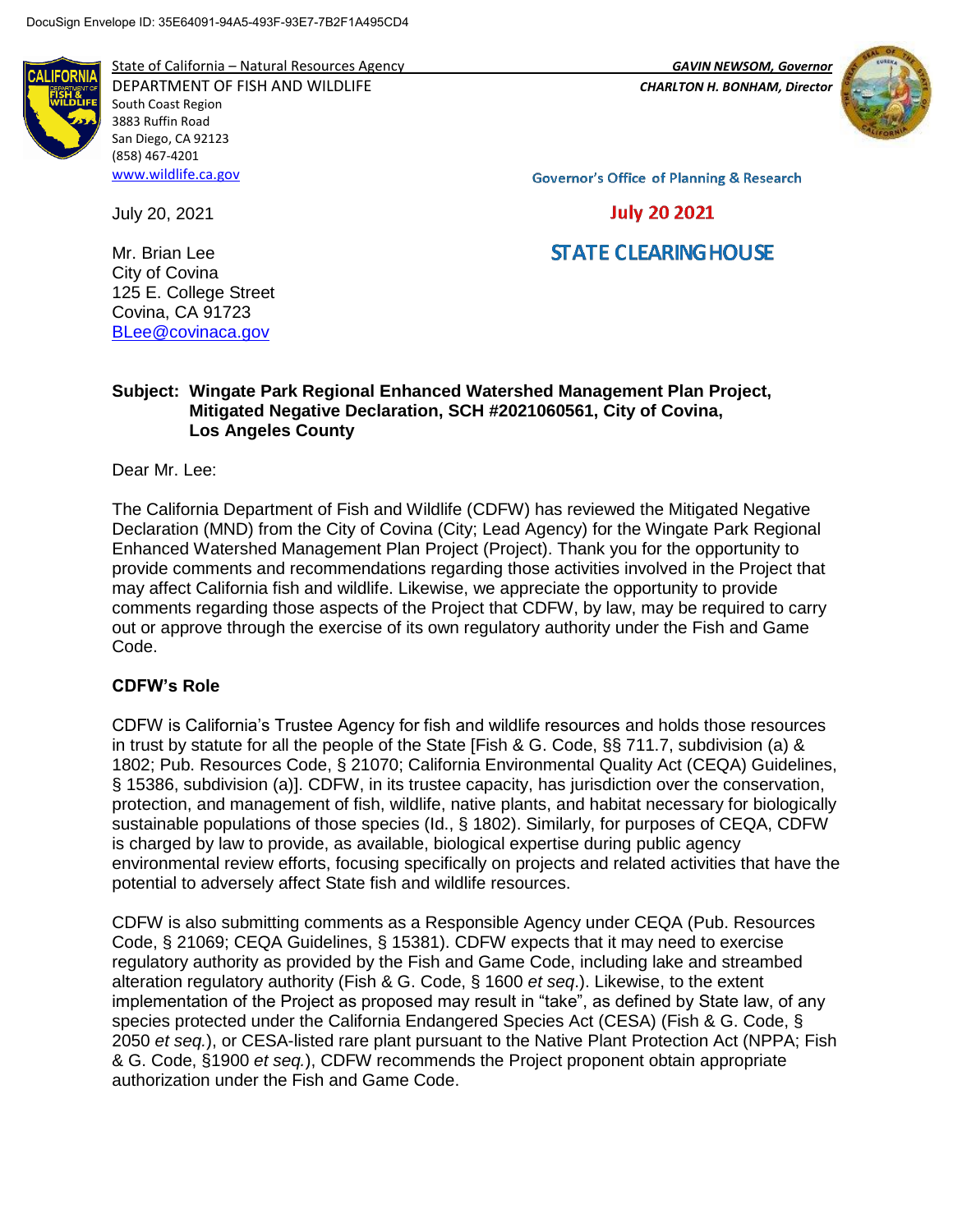DocuSign Envelope ID: 35E64091-94A5-493F-93E7-7B2F1A495CD4

State of California – Natural Resources Agency
DEPARTMENT OF FISH AND WILDLIFE
South Coast Region
3883 Ruffin Road
San Diego, CA 92123
(858) 467-4201
www.wildlife.ca.gov

*GAVIN NEWSOM, Governor*
*CHARLTON H. BONHAM, Director*

Governor's Office of Planning & Research

July 20 2021

STATE CLEARINGHOUSE

July 20, 2021

Mr. Brian Lee
City of Covina
125 E. College Street
Covina, CA 91723
BLee@covinaca.gov

**Subject: Wingate Park Regional Enhanced Watershed Management Plan Project, Mitigated Negative Declaration, SCH #2021060561, City of Covina, Los Angeles County**

Dear Mr. Lee:

The California Department of Fish and Wildlife (CDFW) has reviewed the Mitigated Negative Declaration (MND) from the City of Covina (City; Lead Agency) for the Wingate Park Regional Enhanced Watershed Management Plan Project (Project). Thank you for the opportunity to provide comments and recommendations regarding those activities involved in the Project that may affect California fish and wildlife. Likewise, we appreciate the opportunity to provide comments regarding those aspects of the Project that CDFW, by law, may be required to carry out or approve through the exercise of its own regulatory authority under the Fish and Game Code.

**CDFW's Role**

CDFW is California's Trustee Agency for fish and wildlife resources and holds those resources in trust by statute for all the people of the State [Fish & G. Code, §§ 711.7, subdivision (a) & 1802; Pub. Resources Code, § 21070; California Environmental Quality Act (CEQA) Guidelines, § 15386, subdivision (a)]. CDFW, in its trustee capacity, has jurisdiction over the conservation, protection, and management of fish, wildlife, native plants, and habitat necessary for biologically sustainable populations of those species (Id., § 1802). Similarly, for purposes of CEQA, CDFW is charged by law to provide, as available, biological expertise during public agency environmental review efforts, focusing specifically on projects and related activities that have the potential to adversely affect State fish and wildlife resources.

CDFW is also submitting comments as a Responsible Agency under CEQA (Pub. Resources Code, § 21069; CEQA Guidelines, § 15381). CDFW expects that it may need to exercise regulatory authority as provided by the Fish and Game Code, including lake and streambed alteration regulatory authority (Fish & G. Code, § 1600 *et seq*.). Likewise, to the extent implementation of the Project as proposed may result in "take", as defined by State law, of any species protected under the California Endangered Species Act (CESA) (Fish & G. Code, § 2050 *et seq.*), or CESA-listed rare plant pursuant to the Native Plant Protection Act (NPPA; Fish & G. Code, §1900 *et seq.*), CDFW recommends the Project proponent obtain appropriate authorization under the Fish and Game Code.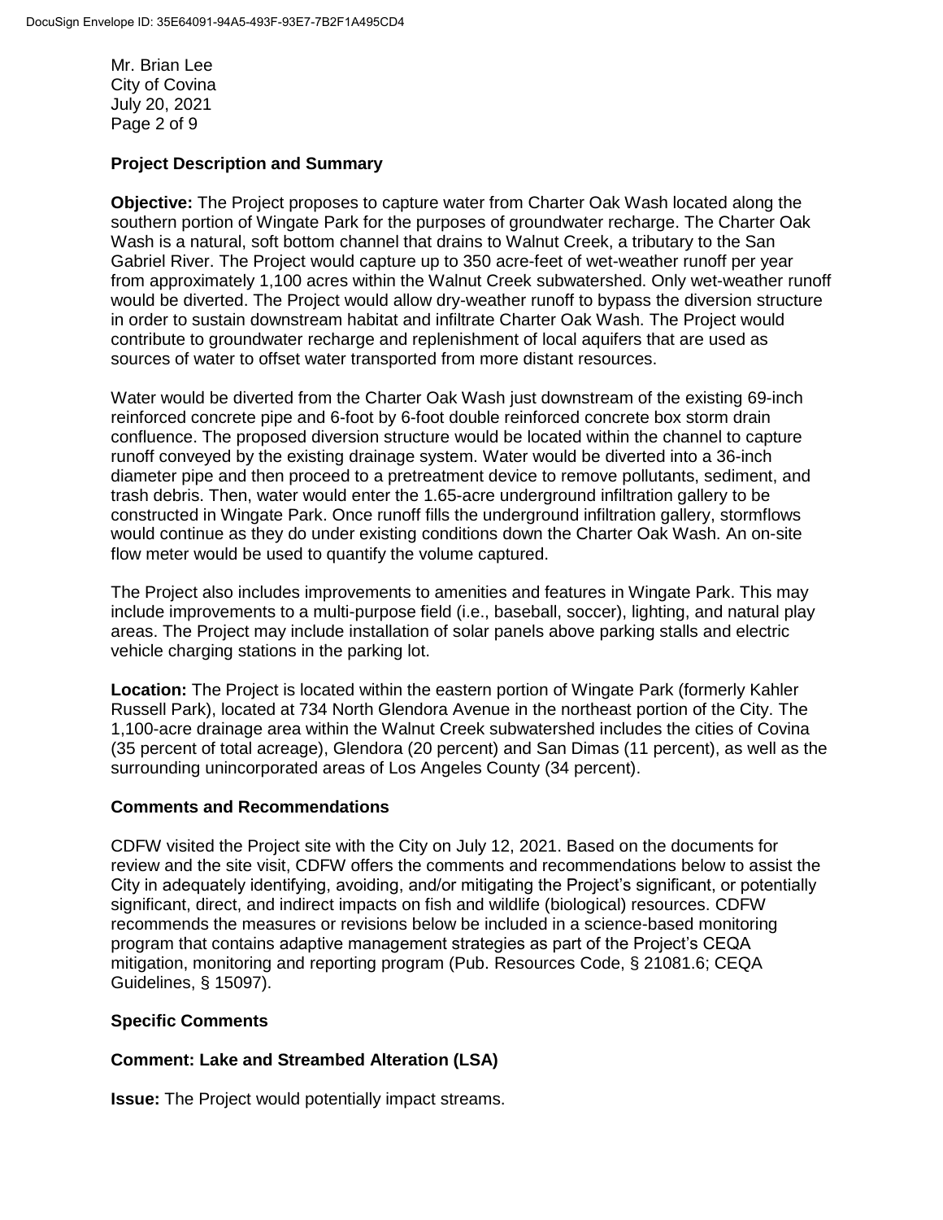## Project Description and Summary

**Objective:** The Project proposes to capture water from Charter Oak Wash located along the southern portion of Wingate Park for the purposes of groundwater recharge. The Charter Oak Wash is a natural, soft bottom channel that drains to Walnut Creek, a tributary to the San Gabriel River. The Project would capture up to 350 acre-feet of wet-weather runoff per year from approximately 1,100 acres within the Walnut Creek subwatershed. Only wet-weather runoff would be diverted. The Project would allow dry-weather runoff to bypass the diversion structure in order to sustain downstream habitat and infiltrate Charter Oak Wash. The Project would contribute to groundwater recharge and replenishment of local aquifers that are used as sources of water to offset water transported from more distant resources.

Water would be diverted from the Charter Oak Wash just downstream of the existing 69-inch reinforced concrete pipe and 6-foot by 6-foot double reinforced concrete box storm drain confluence. The proposed diversion structure would be located within the channel to capture runoff conveyed by the existing drainage system. Water would be diverted into a 36-inch diameter pipe and then proceed to a pretreatment device to remove pollutants, sediment, and trash debris. Then, water would enter the 1.65-acre underground infiltration gallery to be constructed in Wingate Park. Once runoff fills the underground infiltration gallery, stormflows would continue as they do under existing conditions down the Charter Oak Wash. An on-site flow meter would be used to quantify the volume captured.

The Project also includes improvements to amenities and features in Wingate Park. This may include improvements to a multi-purpose field (i.e., baseball, soccer), lighting, and natural play areas. The Project may include installation of solar panels above parking stalls and electric vehicle charging stations in the parking lot.

**Location:** The Project is located within the eastern portion of Wingate Park (formerly Kahler Russell Park), located at 734 North Glendora Avenue in the northeast portion of the City. The 1,100-acre drainage area within the Walnut Creek subwatershed includes the cities of Covina (35 percent of total acreage), Glendora (20 percent) and San Dimas (11 percent), as well as the surrounding unincorporated areas of Los Angeles County (34 percent).

## Comments and Recommendations

CDFW visited the Project site with the City on July 12, 2021. Based on the documents for review and the site visit, CDFW offers the comments and recommendations below to assist the City in adequately identifying, avoiding, and/or mitigating the Project's significant, or potentially significant, direct, and indirect impacts on fish and wildlife (biological) resources. CDFW recommends the measures or revisions below be included in a science-based monitoring program that contains adaptive management strategies as part of the Project's CEQA mitigation, monitoring and reporting program (Pub. Resources Code, § 21081.6; CEQA Guidelines, § 15097).

## Specific Comments

### Comment: Lake and Streambed Alteration (LSA)

**Issue:** The Project would potentially impact streams.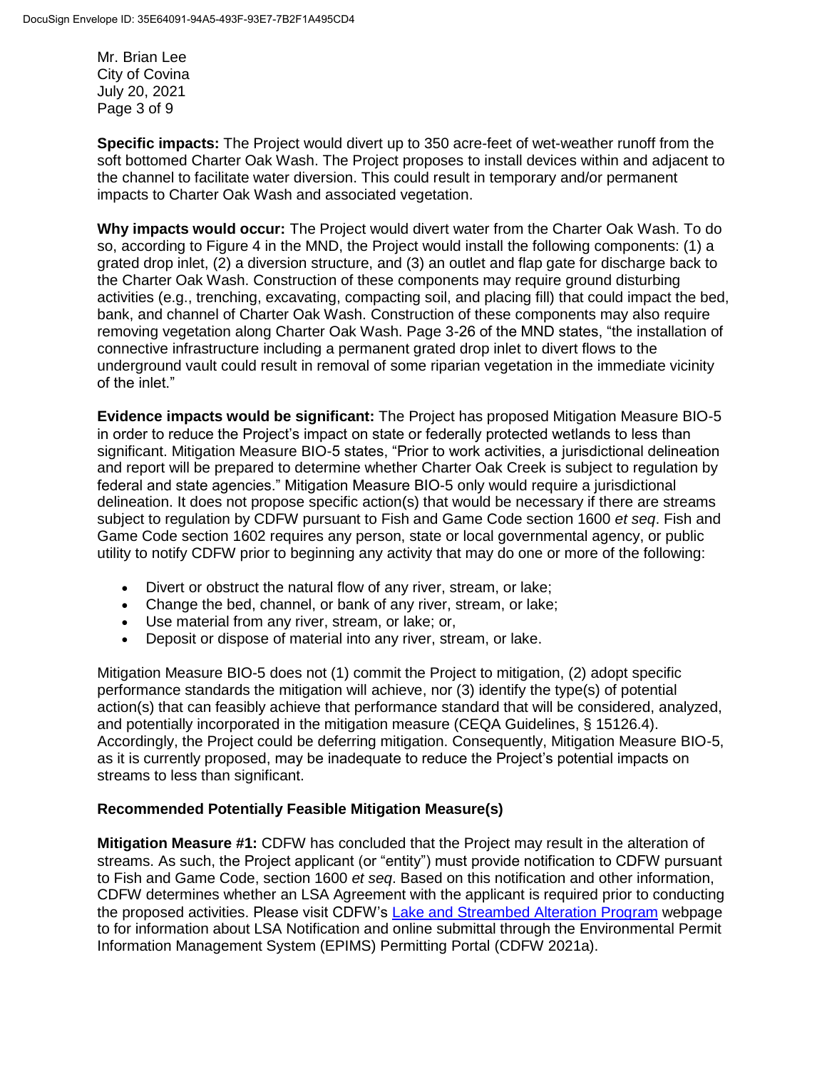**Specific impacts:** The Project would divert up to 350 acre-feet of wet-weather runoff from the soft bottomed Charter Oak Wash. The Project proposes to install devices within and adjacent to the channel to facilitate water diversion. This could result in temporary and/or permanent impacts to Charter Oak Wash and associated vegetation.

**Why impacts would occur:** The Project would divert water from the Charter Oak Wash. To do so, according to Figure 4 in the MND, the Project would install the following components: (1) a grated drop inlet, (2) a diversion structure, and (3) an outlet and flap gate for discharge back to the Charter Oak Wash. Construction of these components may require ground disturbing activities (e.g., trenching, excavating, compacting soil, and placing fill) that could impact the bed, bank, and channel of Charter Oak Wash. Construction of these components may also require removing vegetation along Charter Oak Wash. Page 3-26 of the MND states, "the installation of connective infrastructure including a permanent grated drop inlet to divert flows to the underground vault could result in removal of some riparian vegetation in the immediate vicinity of the inlet."

**Evidence impacts would be significant:** The Project has proposed Mitigation Measure BIO-5 in order to reduce the Project's impact on state or federally protected wetlands to less than significant. Mitigation Measure BIO-5 states, "Prior to work activities, a jurisdictional delineation and report will be prepared to determine whether Charter Oak Creek is subject to regulation by federal and state agencies." Mitigation Measure BIO-5 only would require a jurisdictional delineation. It does not propose specific action(s) that would be necessary if there are streams subject to regulation by CDFW pursuant to Fish and Game Code section 1600 *et seq*. Fish and Game Code section 1602 requires any person, state or local governmental agency, or public utility to notify CDFW prior to beginning any activity that may do one or more of the following:

- Divert or obstruct the natural flow of any river, stream, or lake;
- Change the bed, channel, or bank of any river, stream, or lake;
- Use material from any river, stream, or lake; or,
- Deposit or dispose of material into any river, stream, or lake.

Mitigation Measure BIO-5 does not (1) commit the Project to mitigation, (2) adopt specific performance standards the mitigation will achieve, nor (3) identify the type(s) of potential action(s) that can feasibly achieve that performance standard that will be considered, analyzed, and potentially incorporated in the mitigation measure (CEQA Guidelines, § 15126.4). Accordingly, the Project could be deferring mitigation. Consequently, Mitigation Measure BIO-5, as it is currently proposed, may be inadequate to reduce the Project's potential impacts on streams to less than significant.

**Recommended Potentially Feasible Mitigation Measure(s)**

**Mitigation Measure #1:** CDFW has concluded that the Project may result in the alteration of streams. As such, the Project applicant (or "entity") must provide notification to CDFW pursuant to Fish and Game Code, section 1600 *et seq*. Based on this notification and other information, CDFW determines whether an LSA Agreement with the applicant is required prior to conducting the proposed activities. Please visit CDFW's Lake and Streambed Alteration Program webpage to for information about LSA Notification and online submittal through the Environmental Permit Information Management System (EPIMS) Permitting Portal (CDFW 2021a).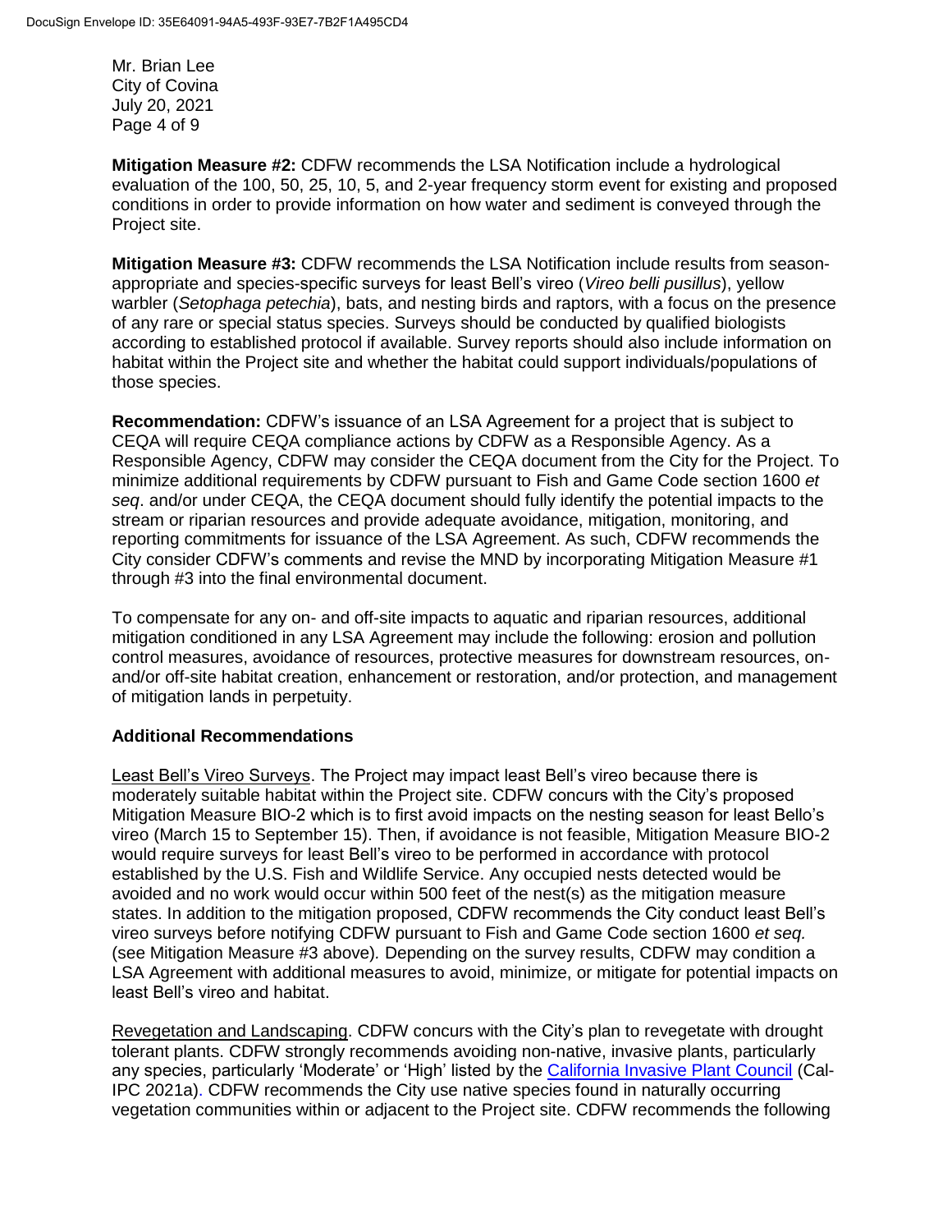**Mitigation Measure #2:** CDFW recommends the LSA Notification include a hydrological evaluation of the 100, 50, 25, 10, 5, and 2-year frequency storm event for existing and proposed conditions in order to provide information on how water and sediment is conveyed through the Project site.

**Mitigation Measure #3:** CDFW recommends the LSA Notification include results from season-appropriate and species-specific surveys for least Bell's vireo (*Vireo belli pusillus*), yellow warbler (*Setophaga petechia*), bats, and nesting birds and raptors, with a focus on the presence of any rare or special status species. Surveys should be conducted by qualified biologists according to established protocol if available. Survey reports should also include information on habitat within the Project site and whether the habitat could support individuals/populations of those species.

**Recommendation:** CDFW's issuance of an LSA Agreement for a project that is subject to CEQA will require CEQA compliance actions by CDFW as a Responsible Agency. As a Responsible Agency, CDFW may consider the CEQA document from the City for the Project. To minimize additional requirements by CDFW pursuant to Fish and Game Code section 1600 *et seq*. and/or under CEQA, the CEQA document should fully identify the potential impacts to the stream or riparian resources and provide adequate avoidance, mitigation, monitoring, and reporting commitments for issuance of the LSA Agreement. As such, CDFW recommends the City consider CDFW's comments and revise the MND by incorporating Mitigation Measure #1 through #3 into the final environmental document.

To compensate for any on- and off-site impacts to aquatic and riparian resources, additional mitigation conditioned in any LSA Agreement may include the following: erosion and pollution control measures, avoidance of resources, protective measures for downstream resources, on- and/or off-site habitat creation, enhancement or restoration, and/or protection, and management of mitigation lands in perpetuity.

**Additional Recommendations**

Least Bell's Vireo Surveys. The Project may impact least Bell's vireo because there is moderately suitable habitat within the Project site. CDFW concurs with the City's proposed Mitigation Measure BIO-2 which is to first avoid impacts on the nesting season for least Bello's vireo (March 15 to September 15). Then, if avoidance is not feasible, Mitigation Measure BIO-2 would require surveys for least Bell's vireo to be performed in accordance with protocol established by the U.S. Fish and Wildlife Service. Any occupied nests detected would be avoided and no work would occur within 500 feet of the nest(s) as the mitigation measure states. In addition to the mitigation proposed, CDFW recommends the City conduct least Bell's vireo surveys before notifying CDFW pursuant to Fish and Game Code section 1600 *et seq.* (see Mitigation Measure #3 above). Depending on the survey results, CDFW may condition a LSA Agreement with additional measures to avoid, minimize, or mitigate for potential impacts on least Bell's vireo and habitat.

Revegetation and Landscaping. CDFW concurs with the City's plan to revegetate with drought tolerant plants. CDFW strongly recommends avoiding non-native, invasive plants, particularly any species, particularly 'Moderate' or 'High' listed by the California Invasive Plant Council (Cal-IPC 2021a). CDFW recommends the City use native species found in naturally occurring vegetation communities within or adjacent to the Project site. CDFW recommends the following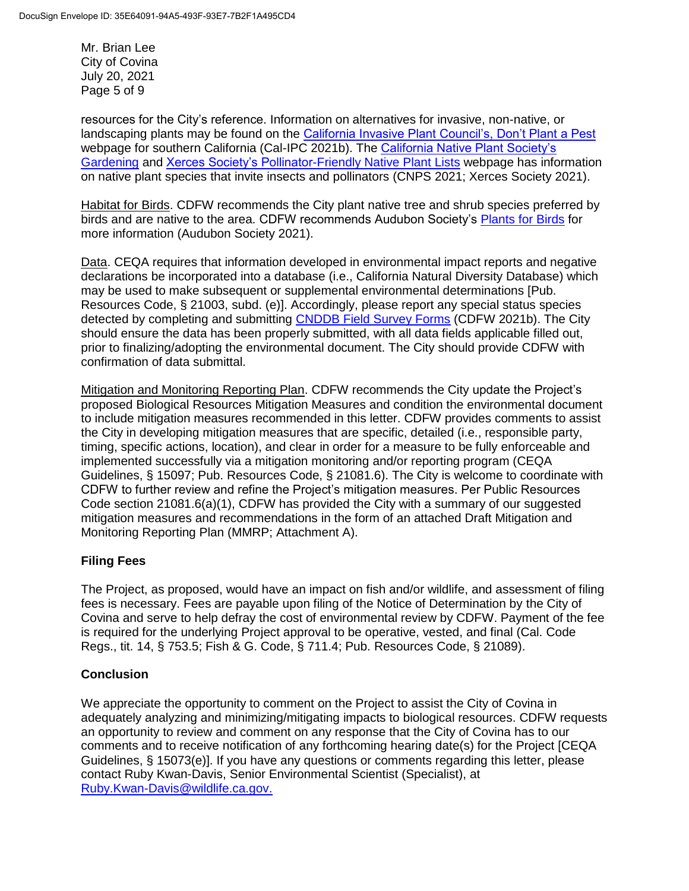resources for the City's reference. Information on alternatives for invasive, non-native, or landscaping plants may be found on the California Invasive Plant Council's, Don't Plant a Pest webpage for southern California (Cal-IPC 2021b). The California Native Plant Society's Gardening and Xerces Society's Pollinator-Friendly Native Plant Lists webpage has information on native plant species that invite insects and pollinators (CNPS 2021; Xerces Society 2021).

Habitat for Birds. CDFW recommends the City plant native tree and shrub species preferred by birds and are native to the area. CDFW recommends Audubon Society's Plants for Birds for more information (Audubon Society 2021).

Data. CEQA requires that information developed in environmental impact reports and negative declarations be incorporated into a database (i.e., California Natural Diversity Database) which may be used to make subsequent or supplemental environmental determinations [Pub. Resources Code, § 21003, subd. (e)]. Accordingly, please report any special status species detected by completing and submitting CNDDB Field Survey Forms (CDFW 2021b). The City should ensure the data has been properly submitted, with all data fields applicable filled out, prior to finalizing/adopting the environmental document. The City should provide CDFW with confirmation of data submittal.

Mitigation and Monitoring Reporting Plan. CDFW recommends the City update the Project's proposed Biological Resources Mitigation Measures and condition the environmental document to include mitigation measures recommended in this letter. CDFW provides comments to assist the City in developing mitigation measures that are specific, detailed (i.e., responsible party, timing, specific actions, location), and clear in order for a measure to be fully enforceable and implemented successfully via a mitigation monitoring and/or reporting program (CEQA Guidelines, § 15097; Pub. Resources Code, § 21081.6). The City is welcome to coordinate with CDFW to further review and refine the Project's mitigation measures. Per Public Resources Code section 21081.6(a)(1), CDFW has provided the City with a summary of our suggested mitigation measures and recommendations in the form of an attached Draft Mitigation and Monitoring Reporting Plan (MMRP; Attachment A).

## Filing Fees

The Project, as proposed, would have an impact on fish and/or wildlife, and assessment of filing fees is necessary. Fees are payable upon filing of the Notice of Determination by the City of Covina and serve to help defray the cost of environmental review by CDFW. Payment of the fee is required for the underlying Project approval to be operative, vested, and final (Cal. Code Regs., tit. 14, § 753.5; Fish & G. Code, § 711.4; Pub. Resources Code, § 21089).

## Conclusion

We appreciate the opportunity to comment on the Project to assist the City of Covina in adequately analyzing and minimizing/mitigating impacts to biological resources. CDFW requests an opportunity to review and comment on any response that the City of Covina has to our comments and to receive notification of any forthcoming hearing date(s) for the Project [CEQA Guidelines, § 15073(e)]. If you have any questions or comments regarding this letter, please contact Ruby Kwan-Davis, Senior Environmental Scientist (Specialist), at Ruby.Kwan-Davis@wildlife.ca.gov.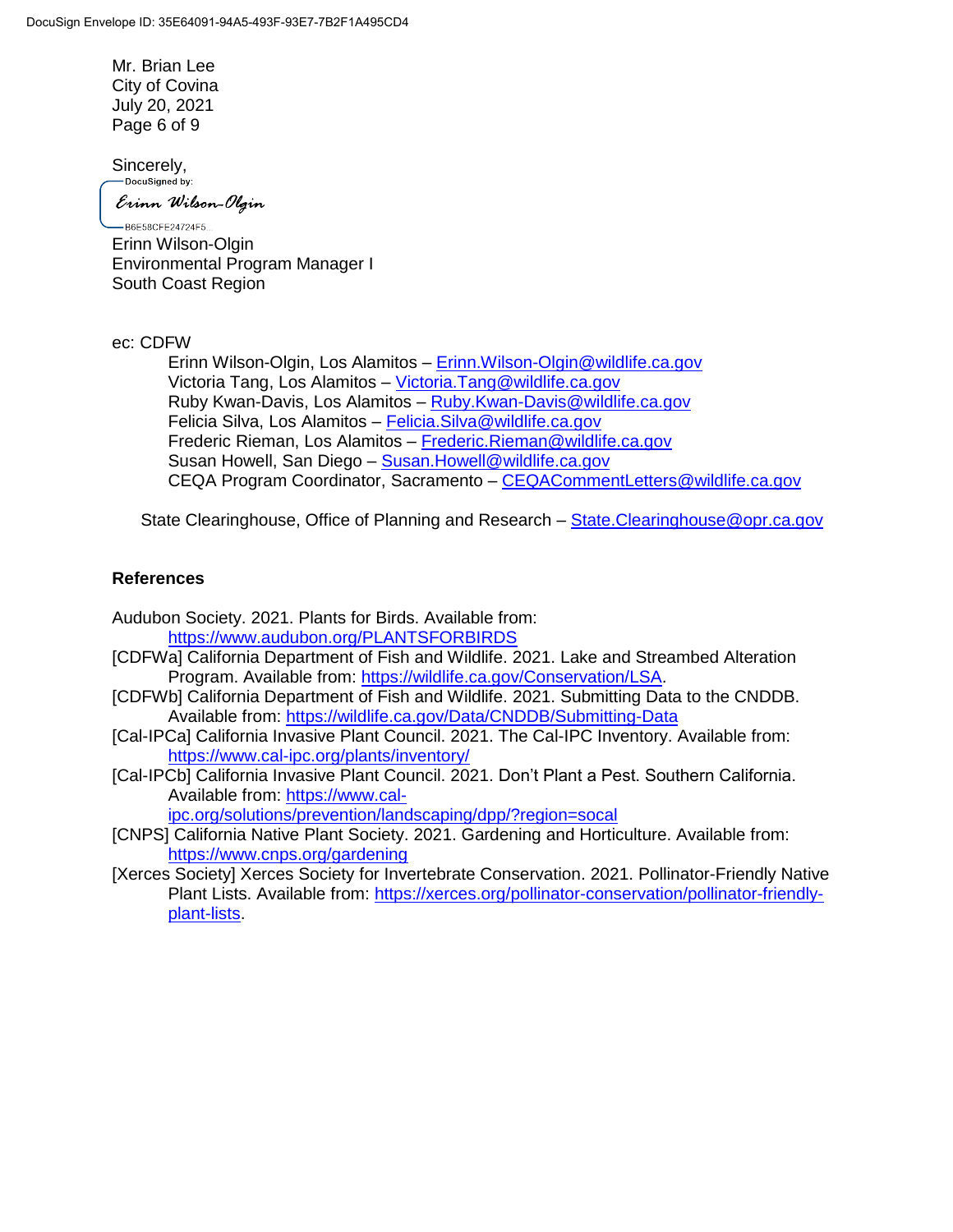Mr. Brian Lee
City of Covina
July 20, 2021

Sincerely,

DocuSigned by:
Erinn Wilson-Olgin
B6E58CFE24724F5...

Erinn Wilson-Olgin
Environmental Program Manager I
South Coast Region

ec: CDFW

Erinn Wilson-Olgin, Los Alamitos – Erinn.Wilson-Olgin@wildlife.ca.gov
Victoria Tang, Los Alamitos – Victoria.Tang@wildlife.ca.gov
Ruby Kwan-Davis, Los Alamitos – Ruby.Kwan-Davis@wildlife.ca.gov
Felicia Silva, Los Alamitos – Felicia.Silva@wildlife.ca.gov
Frederic Rieman, Los Alamitos – Frederic.Rieman@wildlife.ca.gov
Susan Howell, San Diego – Susan.Howell@wildlife.ca.gov
CEQA Program Coordinator, Sacramento – CEQACommentLetters@wildlife.ca.gov

State Clearinghouse, Office of Planning and Research – State.Clearinghouse@opr.ca.gov

## References

Audubon Society. 2021. Plants for Birds. Available from: https://www.audubon.org/PLANTSFORBIRDS

[CDFWa] California Department of Fish and Wildlife. 2021. Lake and Streambed Alteration Program. Available from: https://wildlife.ca.gov/Conservation/LSA.

[CDFWb] California Department of Fish and Wildlife. 2021. Submitting Data to the CNDDB. Available from: https://wildlife.ca.gov/Data/CNDDB/Submitting-Data

[Cal-IPCa] California Invasive Plant Council. 2021. The Cal-IPC Inventory. Available from: https://www.cal-ipc.org/plants/inventory/

[Cal-IPCb] California Invasive Plant Council. 2021. Don't Plant a Pest. Southern California. Available from: https://www.cal-ipc.org/solutions/prevention/landscaping/dpp/?region=socal

[CNPS] California Native Plant Society. 2021. Gardening and Horticulture. Available from: https://www.cnps.org/gardening

[Xerces Society] Xerces Society for Invertebrate Conservation. 2021. Pollinator-Friendly Native Plant Lists. Available from: https://xerces.org/pollinator-conservation/pollinator-friendly-plant-lists.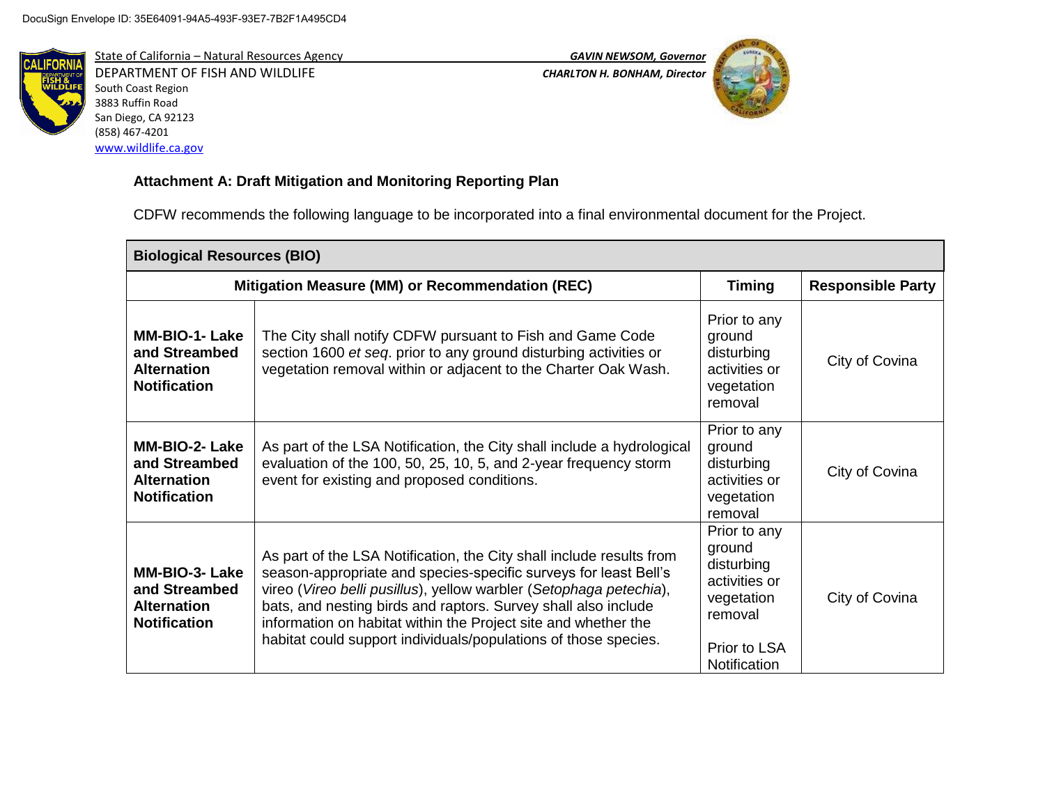DocuSign Envelope ID: 35E64091-94A5-493F-93E7-7B2F1A495CD4

State of California – Natural Resources Agency
DEPARTMENT OF FISH AND WILDLIFE
South Coast Region
3883 Ruffin Road
San Diego, CA 92123
(858) 467-4201
www.wildlife.ca.gov

***GAVIN NEWSOM, Governor***
***CHARLTON H. BONHAM, Director***

**Attachment A: Draft Mitigation and Monitoring Reporting Plan**

CDFW recommends the following language to be incorporated into a final environmental document for the Project.

| **Biological Resources (BIO)** | | | |
|---|---|---|---|
| **Mitigation Measure (MM) or Recommendation (REC)** | | **Timing** | **Responsible Party** |
| **MM-BIO-1- Lake and Streambed Alternation Notification** | The City shall notify CDFW pursuant to Fish and Game Code section 1600 *et seq*. prior to any ground disturbing activities or vegetation removal within or adjacent to the Charter Oak Wash. | Prior to any ground disturbing activities or vegetation removal | City of Covina |
| **MM-BIO-2- Lake and Streambed Alternation Notification** | As part of the LSA Notification, the City shall include a hydrological evaluation of the 100, 50, 25, 10, 5, and 2-year frequency storm event for existing and proposed conditions. | Prior to any ground disturbing activities or vegetation removal | City of Covina |
| **MM-BIO-3- Lake and Streambed Alternation Notification** | As part of the LSA Notification, the City shall include results from season-appropriate and species-specific surveys for least Bell's vireo (*Vireo belli pusillus*), yellow warbler (*Setophaga petechia*), bats, and nesting birds and raptors. Survey shall also include information on habitat within the Project site and whether the habitat could support individuals/populations of those species. | Prior to any ground disturbing activities or vegetation removal<br><br>Prior to LSA Notification | City of Covina |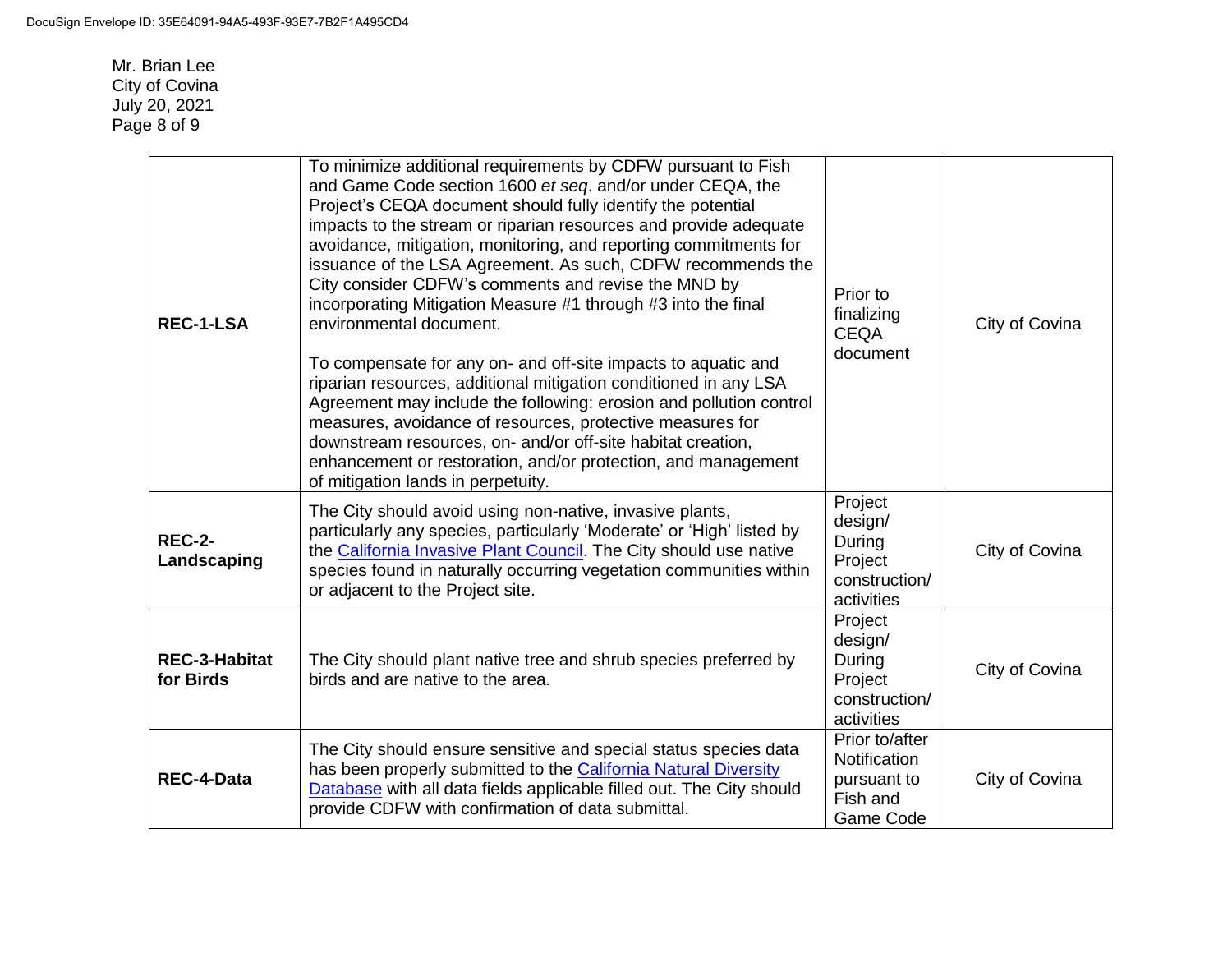Mr. Brian Lee
City of Covina
July 20, 2021

| | | | |
|---|---|---|---|
| **REC-1-LSA** | To minimize additional requirements by CDFW pursuant to Fish and Game Code section 1600 *et seq*. and/or under CEQA, the Project's CEQA document should fully identify the potential impacts to the stream or riparian resources and provide adequate avoidance, mitigation, monitoring, and reporting commitments for issuance of the LSA Agreement. As such, CDFW recommends the City consider CDFW's comments and revise the MND by incorporating Mitigation Measure #1 through #3 into the final environmental document.<br><br>To compensate for any on- and off-site impacts to aquatic and riparian resources, additional mitigation conditioned in any LSA Agreement may include the following: erosion and pollution control measures, avoidance of resources, protective measures for downstream resources, on- and/or off-site habitat creation, enhancement or restoration, and/or protection, and management of mitigation lands in perpetuity. | Prior to finalizing CEQA document | City of Covina |
| **REC-2-Landscaping** | The City should avoid using non-native, invasive plants, particularly any species, particularly 'Moderate' or 'High' listed by the [California Invasive Plant Council](). The City should use native species found in naturally occurring vegetation communities within or adjacent to the Project site. | Project design/ During Project construction/ activities | City of Covina |
| **REC-3-Habitat for Birds** | The City should plant native tree and shrub species preferred by birds and are native to the area. | Project design/ During Project construction/ activities | City of Covina |
| **REC-4-Data** | The City should ensure sensitive and special status species data has been properly submitted to the [California Natural Diversity Database]() with all data fields applicable filled out. The City should provide CDFW with confirmation of data submittal. | Prior to/after Notification pursuant to Fish and Game Code | City of Covina |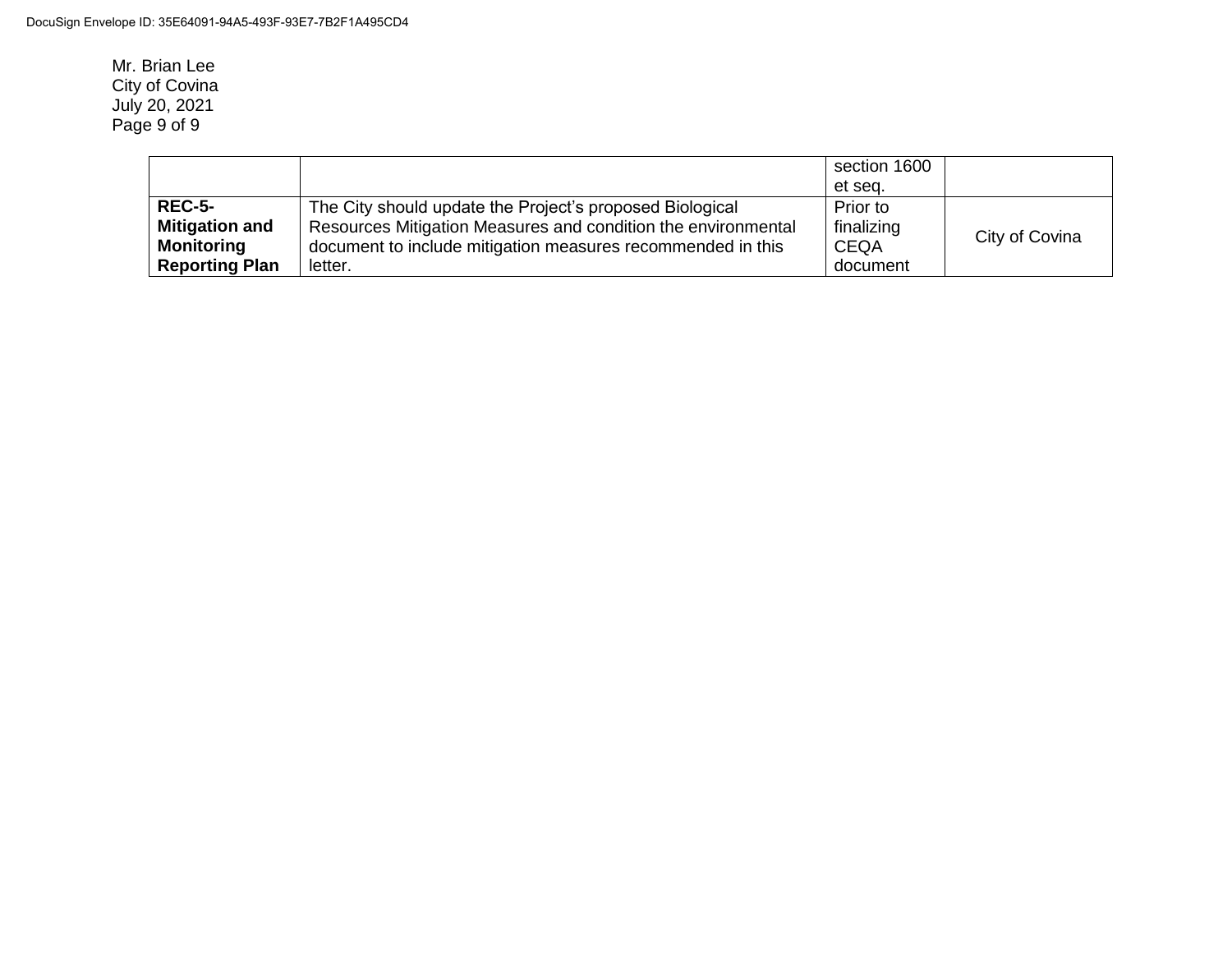| | | | |
|---|---|---|---|
| | | section 1600 et seq. | |
| **REC-5- Mitigation and Monitoring Reporting Plan** | The City should update the Project's proposed Biological Resources Mitigation Measures and condition the environmental document to include mitigation measures recommended in this letter. | Prior to finalizing CEQA document | City of Covina |